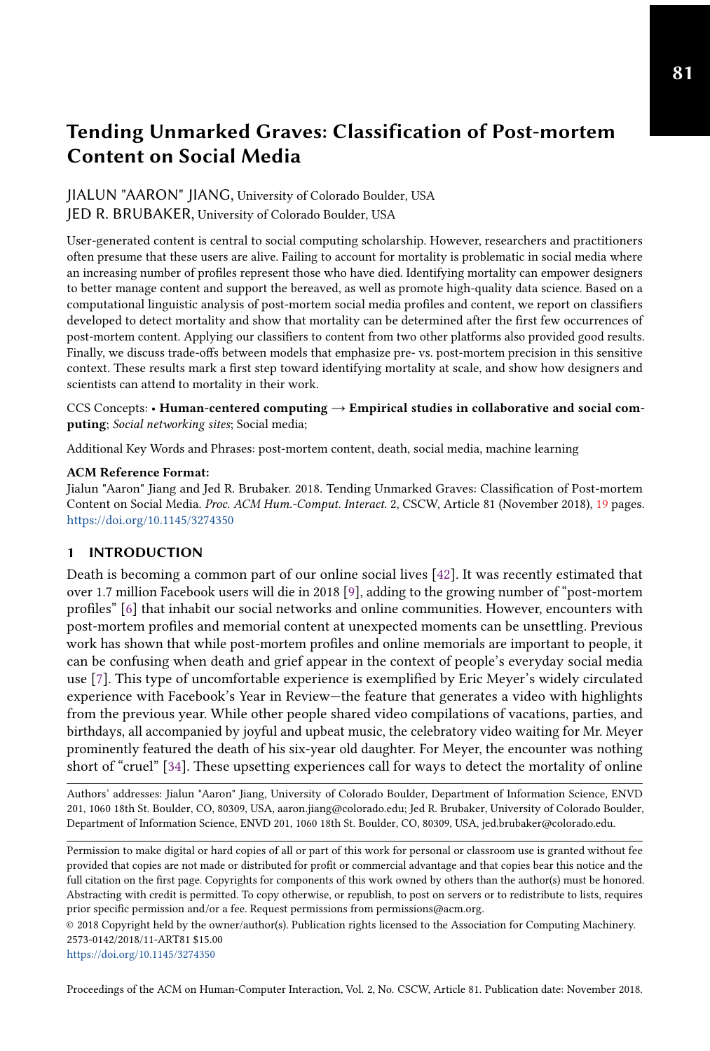# Tending Unmarked Graves: Classification of Post-mortem Content on Social Media

JIALUN "AARON" JIANG, University of Colorado Boulder, USA
JED R. BRUBAKER, University of Colorado Boulder, USA

User-generated content is central to social computing scholarship. However, researchers and practitioners often presume that these users are alive. Failing to account for mortality is problematic in social media where an increasing number of profiles represent those who have died. Identifying mortality can empower designers to better manage content and support the bereaved, as well as promote high-quality data science. Based on a computational linguistic analysis of post-mortem social media profiles and content, we report on classifiers developed to detect mortality and show that mortality can be determined after the first few occurrences of post-mortem content. Applying our classifiers to content from two other platforms also provided good results. Finally, we discuss trade-offs between models that emphasize pre- vs. post-mortem precision in this sensitive context. These results mark a first step toward identifying mortality at scale, and show how designers and scientists can attend to mortality in their work.

CCS Concepts: • **Human-centered computing → Empirical studies in collaborative and social computing**; *Social networking sites*; Social media;

Additional Key Words and Phrases: post-mortem content, death, social media, machine learning

**ACM Reference Format:**
Jialun "Aaron" Jiang and Jed R. Brubaker. 2018. Tending Unmarked Graves: Classification of Post-mortem Content on Social Media. *Proc. ACM Hum.-Comput. Interact.* 2, CSCW, Article 81 (November 2018), 19 pages. https://doi.org/10.1145/3274350

## 1 INTRODUCTION

Death is becoming a common part of our online social lives [42]. It was recently estimated that over 1.7 million Facebook users will die in 2018 [9], adding to the growing number of "post-mortem profiles" [6] that inhabit our social networks and online communities. However, encounters with post-mortem profiles and memorial content at unexpected moments can be unsettling. Previous work has shown that while post-mortem profiles and online memorials are important to people, it can be confusing when death and grief appear in the context of people's everyday social media use [7]. This type of uncomfortable experience is exemplified by Eric Meyer's widely circulated experience with Facebook's Year in Review—the feature that generates a video with highlights from the previous year. While other people shared video compilations of vacations, parties, and birthdays, all accompanied by joyful and upbeat music, the celebratory video waiting for Mr. Meyer prominently featured the death of his six-year old daughter. For Meyer, the encounter was nothing short of "cruel" [34]. These upsetting experiences call for ways to detect the mortality of online

Authors' addresses: Jialun "Aaron" Jiang, University of Colorado Boulder, Department of Information Science, ENVD 201, 1060 18th St. Boulder, CO, 80309, USA, aaron.jiang@colorado.edu; Jed R. Brubaker, University of Colorado Boulder, Department of Information Science, ENVD 201, 1060 18th St. Boulder, CO, 80309, USA, jed.brubaker@colorado.edu.

Permission to make digital or hard copies of all or part of this work for personal or classroom use is granted without fee provided that copies are not made or distributed for profit or commercial advantage and that copies bear this notice and the full citation on the first page. Copyrights for components of this work owned by others than the author(s) must be honored. Abstracting with credit is permitted. To copy otherwise, or republish, to post on servers or to redistribute to lists, requires prior specific permission and/or a fee. Request permissions from permissions@acm.org.
© 2018 Copyright held by the owner/author(s). Publication rights licensed to the Association for Computing Machinery.
2573-0142/2018/11-ART81 $15.00
https://doi.org/10.1145/3274350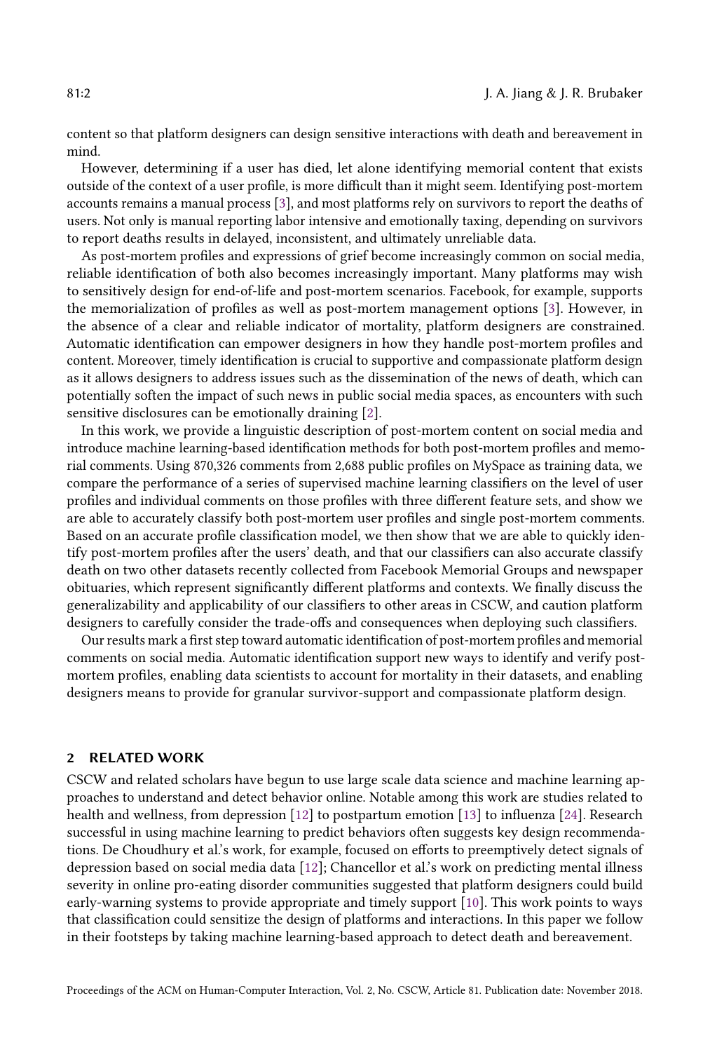content so that platform designers can design sensitive interactions with death and bereavement in mind.

However, determining if a user has died, let alone identifying memorial content that exists outside of the context of a user profile, is more difficult than it might seem. Identifying post-mortem accounts remains a manual process [3], and most platforms rely on survivors to report the deaths of users. Not only is manual reporting labor intensive and emotionally taxing, depending on survivors to report deaths results in delayed, inconsistent, and ultimately unreliable data.

As post-mortem profiles and expressions of grief become increasingly common on social media, reliable identification of both also becomes increasingly important. Many platforms may wish to sensitively design for end-of-life and post-mortem scenarios. Facebook, for example, supports the memorialization of profiles as well as post-mortem management options [3]. However, in the absence of a clear and reliable indicator of mortality, platform designers are constrained. Automatic identification can empower designers in how they handle post-mortem profiles and content. Moreover, timely identification is crucial to supportive and compassionate platform design as it allows designers to address issues such as the dissemination of the news of death, which can potentially soften the impact of such news in public social media spaces, as encounters with such sensitive disclosures can be emotionally draining [2].

In this work, we provide a linguistic description of post-mortem content on social media and introduce machine learning-based identification methods for both post-mortem profiles and memorial comments. Using 870,326 comments from 2,688 public profiles on MySpace as training data, we compare the performance of a series of supervised machine learning classifiers on the level of user profiles and individual comments on those profiles with three different feature sets, and show we are able to accurately classify both post-mortem user profiles and single post-mortem comments. Based on an accurate profile classification model, we then show that we are able to quickly identify post-mortem profiles after the users' death, and that our classifiers can also accurate classify death on two other datasets recently collected from Facebook Memorial Groups and newspaper obituaries, which represent significantly different platforms and contexts. We finally discuss the generalizability and applicability of our classifiers to other areas in CSCW, and caution platform designers to carefully consider the trade-offs and consequences when deploying such classifiers.

Our results mark a first step toward automatic identification of post-mortem profiles and memorial comments on social media. Automatic identification support new ways to identify and verify post-mortem profiles, enabling data scientists to account for mortality in their datasets, and enabling designers means to provide for granular survivor-support and compassionate platform design.

## 2 RELATED WORK

CSCW and related scholars have begun to use large scale data science and machine learning approaches to understand and detect behavior online. Notable among this work are studies related to health and wellness, from depression [12] to postpartum emotion [13] to influenza [24]. Research successful in using machine learning to predict behaviors often suggests key design recommendations. De Choudhury et al.'s work, for example, focused on efforts to preemptively detect signals of depression based on social media data [12]; Chancellor et al.'s work on predicting mental illness severity in online pro-eating disorder communities suggested that platform designers could build early-warning systems to provide appropriate and timely support [10]. This work points to ways that classification could sensitize the design of platforms and interactions. In this paper we follow in their footsteps by taking machine learning-based approach to detect death and bereavement.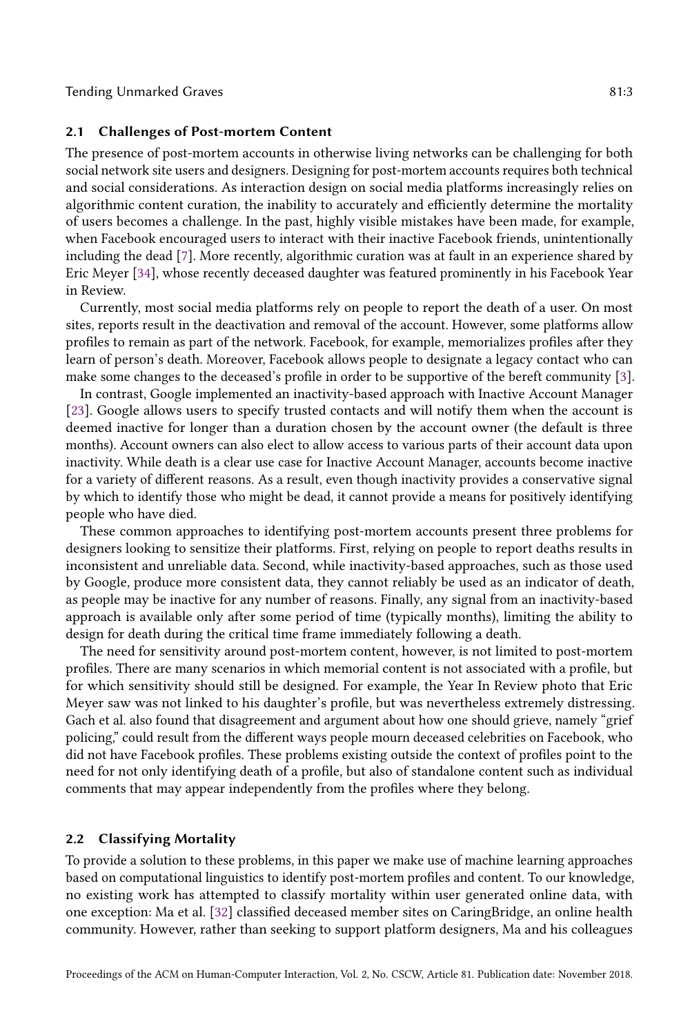### 2.1 Challenges of Post-mortem Content

The presence of post-mortem accounts in otherwise living networks can be challenging for both social network site users and designers. Designing for post-mortem accounts requires both technical and social considerations. As interaction design on social media platforms increasingly relies on algorithmic content curation, the inability to accurately and efficiently determine the mortality of users becomes a challenge. In the past, highly visible mistakes have been made, for example, when Facebook encouraged users to interact with their inactive Facebook friends, unintentionally including the dead [7]. More recently, algorithmic curation was at fault in an experience shared by Eric Meyer [34], whose recently deceased daughter was featured prominently in his Facebook Year in Review.

Currently, most social media platforms rely on people to report the death of a user. On most sites, reports result in the deactivation and removal of the account. However, some platforms allow profiles to remain as part of the network. Facebook, for example, memorializes profiles after they learn of person's death. Moreover, Facebook allows people to designate a legacy contact who can make some changes to the deceased's profile in order to be supportive of the bereft community [3].

In contrast, Google implemented an inactivity-based approach with Inactive Account Manager [23]. Google allows users to specify trusted contacts and will notify them when the account is deemed inactive for longer than a duration chosen by the account owner (the default is three months). Account owners can also elect to allow access to various parts of their account data upon inactivity. While death is a clear use case for Inactive Account Manager, accounts become inactive for a variety of different reasons. As a result, even though inactivity provides a conservative signal by which to identify those who might be dead, it cannot provide a means for positively identifying people who have died.

These common approaches to identifying post-mortem accounts present three problems for designers looking to sensitize their platforms. First, relying on people to report deaths results in inconsistent and unreliable data. Second, while inactivity-based approaches, such as those used by Google, produce more consistent data, they cannot reliably be used as an indicator of death, as people may be inactive for any number of reasons. Finally, any signal from an inactivity-based approach is available only after some period of time (typically months), limiting the ability to design for death during the critical time frame immediately following a death.

The need for sensitivity around post-mortem content, however, is not limited to post-mortem profiles. There are many scenarios in which memorial content is not associated with a profile, but for which sensitivity should still be designed. For example, the Year In Review photo that Eric Meyer saw was not linked to his daughter's profile, but was nevertheless extremely distressing. Gach et al. also found that disagreement and argument about how one should grieve, namely "grief policing," could result from the different ways people mourn deceased celebrities on Facebook, who did not have Facebook profiles. These problems existing outside the context of profiles point to the need for not only identifying death of a profile, but also of standalone content such as individual comments that may appear independently from the profiles where they belong.

### 2.2 Classifying Mortality

To provide a solution to these problems, in this paper we make use of machine learning approaches based on computational linguistics to identify post-mortem profiles and content. To our knowledge, no existing work has attempted to classify mortality within user generated online data, with one exception: Ma et al. [32] classified deceased member sites on CaringBridge, an online health community. However, rather than seeking to support platform designers, Ma and his colleagues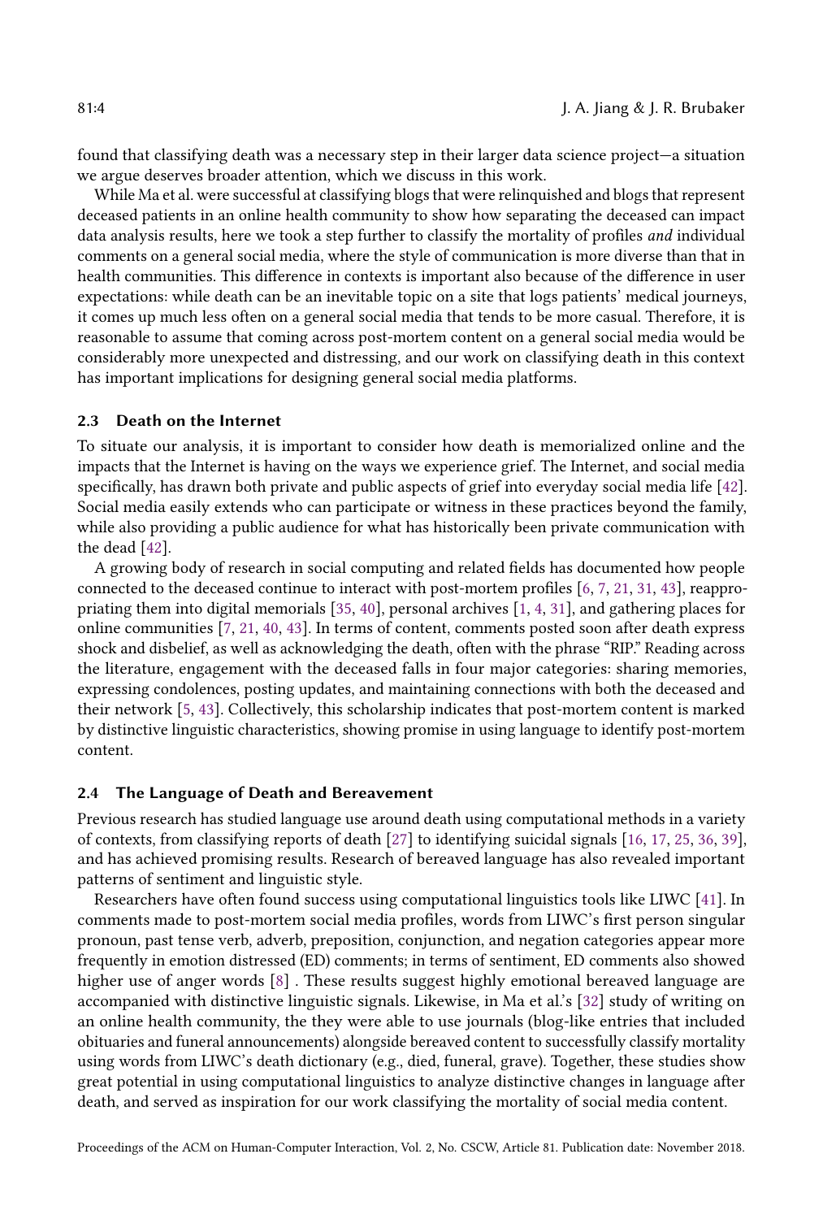found that classifying death was a necessary step in their larger data science project—a situation we argue deserves broader attention, which we discuss in this work.

While Ma et al. were successful at classifying blogs that were relinquished and blogs that represent deceased patients in an online health community to show how separating the deceased can impact data analysis results, here we took a step further to classify the mortality of profiles *and* individual comments on a general social media, where the style of communication is more diverse than that in health communities. This difference in contexts is important also because of the difference in user expectations: while death can be an inevitable topic on a site that logs patients' medical journeys, it comes up much less often on a general social media that tends to be more casual. Therefore, it is reasonable to assume that coming across post-mortem content on a general social media would be considerably more unexpected and distressing, and our work on classifying death in this context has important implications for designing general social media platforms.

### 2.3 Death on the Internet

To situate our analysis, it is important to consider how death is memorialized online and the impacts that the Internet is having on the ways we experience grief. The Internet, and social media specifically, has drawn both private and public aspects of grief into everyday social media life [42]. Social media easily extends who can participate or witness in these practices beyond the family, while also providing a public audience for what has historically been private communication with the dead [42].

A growing body of research in social computing and related fields has documented how people connected to the deceased continue to interact with post-mortem profiles [6, 7, 21, 31, 43], reappropriating them into digital memorials [35, 40], personal archives [1, 4, 31], and gathering places for online communities [7, 21, 40, 43]. In terms of content, comments posted soon after death express shock and disbelief, as well as acknowledging the death, often with the phrase "RIP." Reading across the literature, engagement with the deceased falls in four major categories: sharing memories, expressing condolences, posting updates, and maintaining connections with both the deceased and their network [5, 43]. Collectively, this scholarship indicates that post-mortem content is marked by distinctive linguistic characteristics, showing promise in using language to identify post-mortem content.

### 2.4 The Language of Death and Bereavement

Previous research has studied language use around death using computational methods in a variety of contexts, from classifying reports of death [27] to identifying suicidal signals [16, 17, 25, 36, 39], and has achieved promising results. Research of bereaved language has also revealed important patterns of sentiment and linguistic style.

Researchers have often found success using computational linguistics tools like LIWC [41]. In comments made to post-mortem social media profiles, words from LIWC's first person singular pronoun, past tense verb, adverb, preposition, conjunction, and negation categories appear more frequently in emotion distressed (ED) comments; in terms of sentiment, ED comments also showed higher use of anger words [8] . These results suggest highly emotional bereaved language are accompanied with distinctive linguistic signals. Likewise, in Ma et al.'s [32] study of writing on an online health community, the they were able to use journals (blog-like entries that included obituaries and funeral announcements) alongside bereaved content to successfully classify mortality using words from LIWC's death dictionary (e.g., died, funeral, grave). Together, these studies show great potential in using computational linguistics to analyze distinctive changes in language after death, and served as inspiration for our work classifying the mortality of social media content.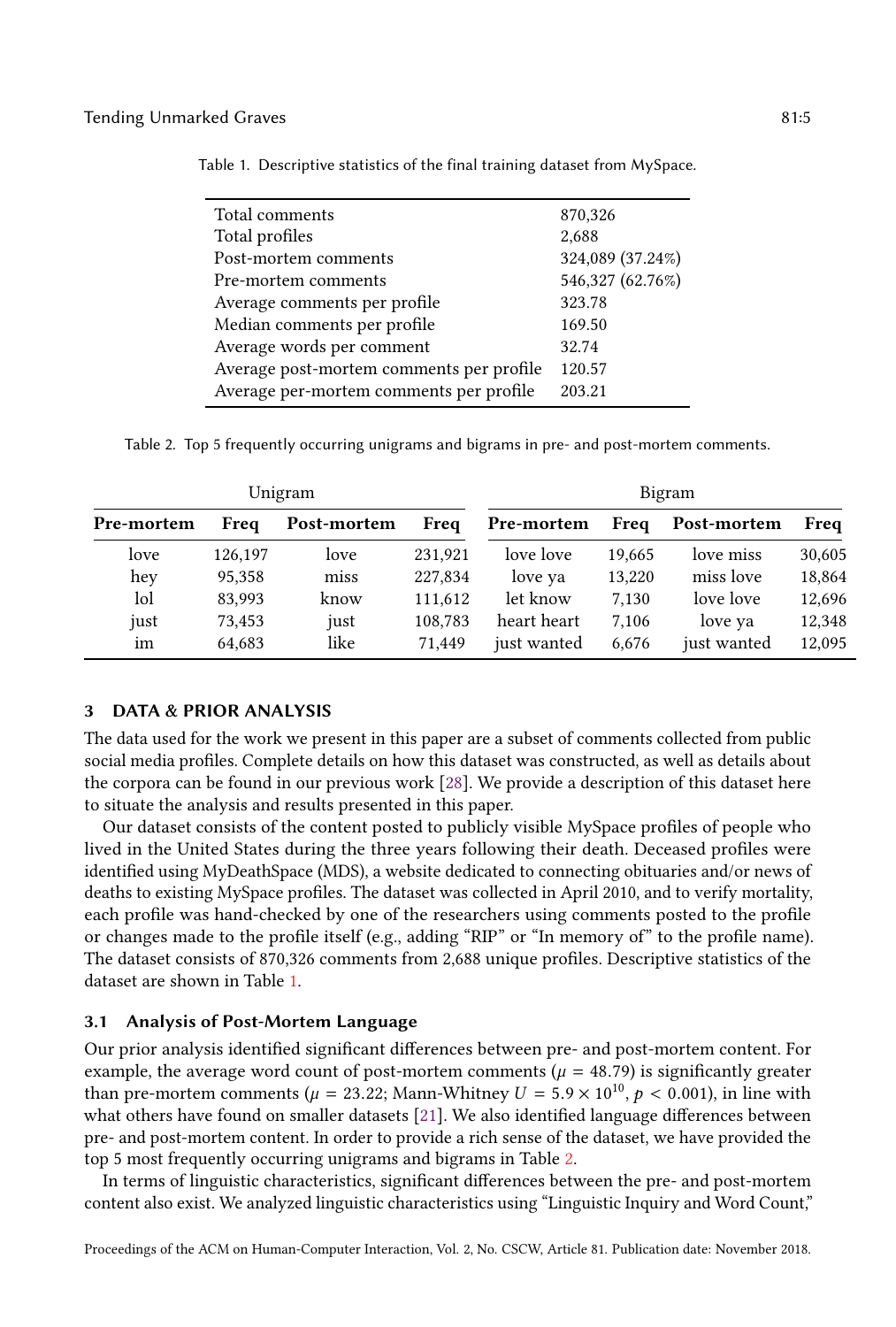Table 1. Descriptive statistics of the final training dataset from MySpace.

| | |
|---|---|
| Total comments | 870,326 |
| Total profiles | 2,688 |
| Post-mortem comments | 324,089 (37.24%) |
| Pre-mortem comments | 546,327 (62.76%) |
| Average comments per profile | 323.78 |
| Median comments per profile | 169.50 |
| Average words per comment | 32.74 |
| Average post-mortem comments per profile | 120.57 |
| Average per-mortem comments per profile | 203.21 |

Table 2. Top 5 frequently occurring unigrams and bigrams in pre- and post-mortem comments.

| Unigram | | | | Bigram | | | |
|---|---|---|---|---|---|---|---|
| **Pre-mortem** | **Freq** | **Post-mortem** | **Freq** | **Pre-mortem** | **Freq** | **Post-mortem** | **Freq** |
| love | 126,197 | love | 231,921 | love love | 19,665 | love miss | 30,605 |
| hey | 95,358 | miss | 227,834 | love ya | 13,220 | miss love | 18,864 |
| lol | 83,993 | know | 111,612 | let know | 7,130 | love love | 12,696 |
| just | 73,453 | just | 108,783 | heart heart | 7,106 | love ya | 12,348 |
| im | 64,683 | like | 71,449 | just wanted | 6,676 | just wanted | 12,095 |

## 3 DATA & PRIOR ANALYSIS

The data used for the work we present in this paper are a subset of comments collected from public social media profiles. Complete details on how this dataset was constructed, as well as details about the corpora can be found in our previous work [28]. We provide a description of this dataset here to situate the analysis and results presented in this paper.

Our dataset consists of the content posted to publicly visible MySpace profiles of people who lived in the United States during the three years following their death. Deceased profiles were identified using MyDeathSpace (MDS), a website dedicated to connecting obituaries and/or news of deaths to existing MySpace profiles. The dataset was collected in April 2010, and to verify mortality, each profile was hand-checked by one of the researchers using comments posted to the profile or changes made to the profile itself (e.g., adding "RIP" or "In memory of" to the profile name). The dataset consists of 870,326 comments from 2,688 unique profiles. Descriptive statistics of the dataset are shown in Table 1.

### 3.1 Analysis of Post-Mortem Language

Our prior analysis identified significant differences between pre- and post-mortem content. For example, the average word count of post-mortem comments ($\mu = 48.79$) is significantly greater than pre-mortem comments ($\mu = 23.22$; Mann-Whitney $U = 5.9 \times 10^{10}$, $p < 0.001$), in line with what others have found on smaller datasets [21]. We also identified language differences between pre- and post-mortem content. In order to provide a rich sense of the dataset, we have provided the top 5 most frequently occurring unigrams and bigrams in Table 2.

In terms of linguistic characteristics, significant differences between the pre- and post-mortem content also exist. We analyzed linguistic characteristics using "Linguistic Inquiry and Word Count,"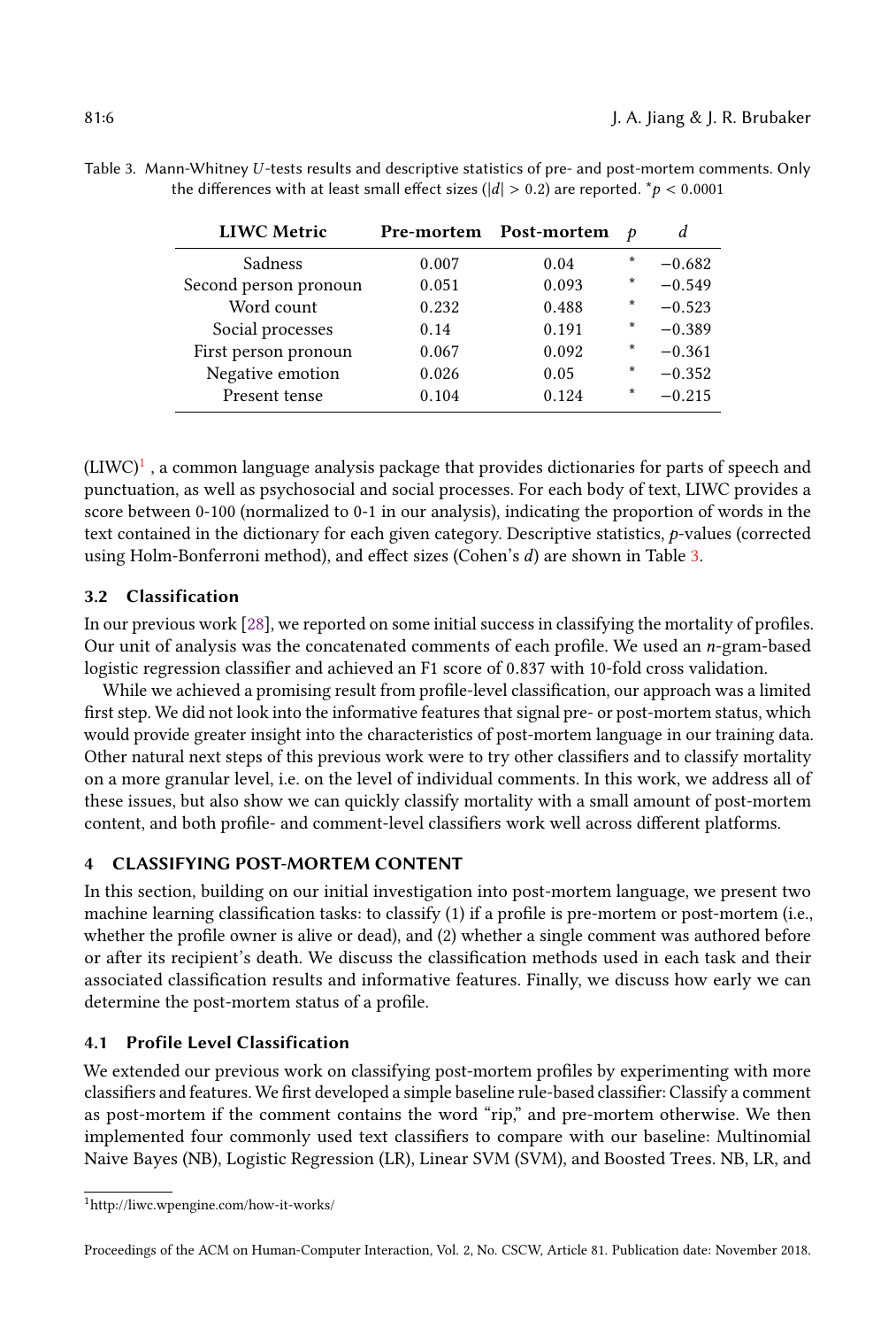Table 3. Mann-Whitney $U$-tests results and descriptive statistics of pre- and post-mortem comments. Only the differences with at least small effect sizes ($|d| > 0.2$) are reported. $^{*}p < 0.0001$

| LIWC Metric | Pre-mortem | Post-mortem | $p$ | $d$ |
|---|---|---|---|---|
| Sadness | 0.007 | 0.04 | * | −0.682 |
| Second person pronoun | 0.051 | 0.093 | * | −0.549 |
| Word count | 0.232 | 0.488 | * | −0.523 |
| Social processes | 0.14 | 0.191 | * | −0.389 |
| First person pronoun | 0.067 | 0.092 | * | −0.361 |
| Negative emotion | 0.026 | 0.05 | * | −0.352 |
| Present tense | 0.104 | 0.124 | * | −0.215 |

(LIWC)[1] , a common language analysis package that provides dictionaries for parts of speech and punctuation, as well as psychosocial and social processes. For each body of text, LIWC provides a score between 0-100 (normalized to 0-1 in our analysis), indicating the proportion of words in the text contained in the dictionary for each given category. Descriptive statistics, $p$-values (corrected using Holm-Bonferroni method), and effect sizes (Cohen's $d$) are shown in Table 3.

### 3.2 Classification

In our previous work [28], we reported on some initial success in classifying the mortality of profiles. Our unit of analysis was the concatenated comments of each profile. We used an $n$-gram-based logistic regression classifier and achieved an F1 score of 0.837 with 10-fold cross validation.

While we achieved a promising result from profile-level classification, our approach was a limited first step. We did not look into the informative features that signal pre- or post-mortem status, which would provide greater insight into the characteristics of post-mortem language in our training data. Other natural next steps of this previous work were to try other classifiers and to classify mortality on a more granular level, i.e. on the level of individual comments. In this work, we address all of these issues, but also show we can quickly classify mortality with a small amount of post-mortem content, and both profile- and comment-level classifiers work well across different platforms.

## 4 CLASSIFYING POST-MORTEM CONTENT

In this section, building on our initial investigation into post-mortem language, we present two machine learning classification tasks: to classify (1) if a profile is pre-mortem or post-mortem (i.e., whether the profile owner is alive or dead), and (2) whether a single comment was authored before or after its recipient's death. We discuss the classification methods used in each task and their associated classification results and informative features. Finally, we discuss how early we can determine the post-mortem status of a profile.

### 4.1 Profile Level Classification

We extended our previous work on classifying post-mortem profiles by experimenting with more classifiers and features. We first developed a simple baseline rule-based classifier: Classify a comment as post-mortem if the comment contains the word "rip," and pre-mortem otherwise. We then implemented four commonly used text classifiers to compare with our baseline: Multinomial Naive Bayes (NB), Logistic Regression (LR), Linear SVM (SVM), and Boosted Trees. NB, LR, and

[1] http://liwc.wpengine.com/how-it-works/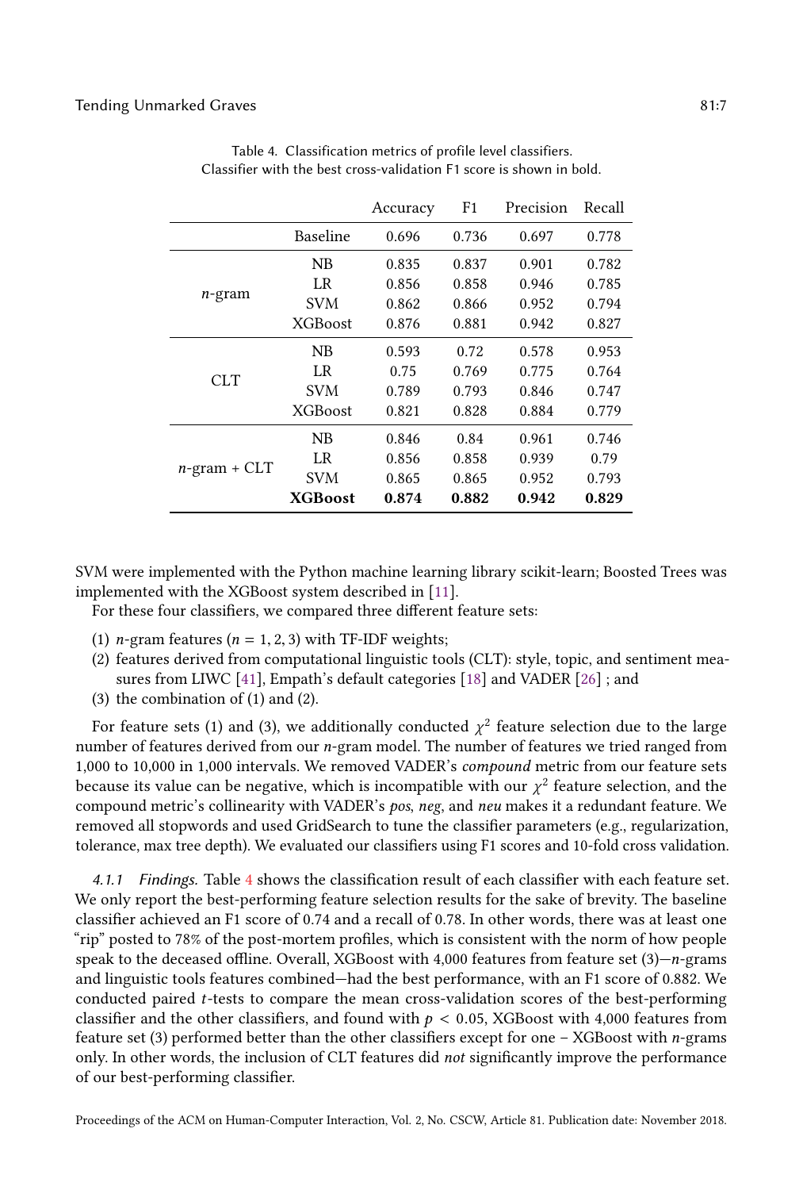Table 4. Classification metrics of profile level classifiers.
Classifier with the best cross-validation F1 score is shown in bold.

| | | Accuracy | F1 | Precision | Recall |
|---|---|---|---|---|---|
| | Baseline | 0.696 | 0.736 | 0.697 | 0.778 |
| *n*-gram | NB | 0.835 | 0.837 | 0.901 | 0.782 |
| | LR | 0.856 | 0.858 | 0.946 | 0.785 |
| | SVM | 0.862 | 0.866 | 0.952 | 0.794 |
| | XGBoost | 0.876 | 0.881 | 0.942 | 0.827 |
| CLT | NB | 0.593 | 0.72 | 0.578 | 0.953 |
| | LR | 0.75 | 0.769 | 0.775 | 0.764 |
| | SVM | 0.789 | 0.793 | 0.846 | 0.747 |
| | XGBoost | 0.821 | 0.828 | 0.884 | 0.779 |
| *n*-gram + CLT | NB | 0.846 | 0.84 | 0.961 | 0.746 |
| | LR | 0.856 | 0.858 | 0.939 | 0.79 |
| | SVM | 0.865 | 0.865 | 0.952 | 0.793 |
| | **XGBoost** | **0.874** | **0.882** | **0.942** | **0.829** |

SVM were implemented with the Python machine learning library scikit-learn; Boosted Trees was implemented with the XGBoost system described in [11].

For these four classifiers, we compared three different feature sets:

(1) *n*-gram features ($n = 1, 2, 3$) with TF-IDF weights;
(2) features derived from computational linguistic tools (CLT): style, topic, and sentiment measures from LIWC [41], Empath's default categories [18] and VADER [26] ; and
(3) the combination of (1) and (2).

For feature sets (1) and (3), we additionally conducted $\chi^2$ feature selection due to the large number of features derived from our *n*-gram model. The number of features we tried ranged from 1,000 to 10,000 in 1,000 intervals. We removed VADER's *compound* metric from our feature sets because its value can be negative, which is incompatible with our $\chi^2$ feature selection, and the compound metric's collinearity with VADER's *pos*, *neg*, and *neu* makes it a redundant feature. We removed all stopwords and used GridSearch to tune the classifier parameters (e.g., regularization, tolerance, max tree depth). We evaluated our classifiers using F1 scores and 10-fold cross validation.

*4.1.1 Findings.* Table 4 shows the classification result of each classifier with each feature set. We only report the best-performing feature selection results for the sake of brevity. The baseline classifier achieved an F1 score of 0.74 and a recall of 0.78. In other words, there was at least one "rip" posted to 78% of the post-mortem profiles, which is consistent with the norm of how people speak to the deceased offline. Overall, XGBoost with 4,000 features from feature set (3)—*n*-grams and linguistic tools features combined—had the best performance, with an F1 score of 0.882. We conducted paired *t*-tests to compare the mean cross-validation scores of the best-performing classifier and the other classifiers, and found with $p < 0.05$, XGBoost with 4,000 features from feature set (3) performed better than the other classifiers except for one – XGBoost with *n*-grams only. In other words, the inclusion of CLT features did *not* significantly improve the performance of our best-performing classifier.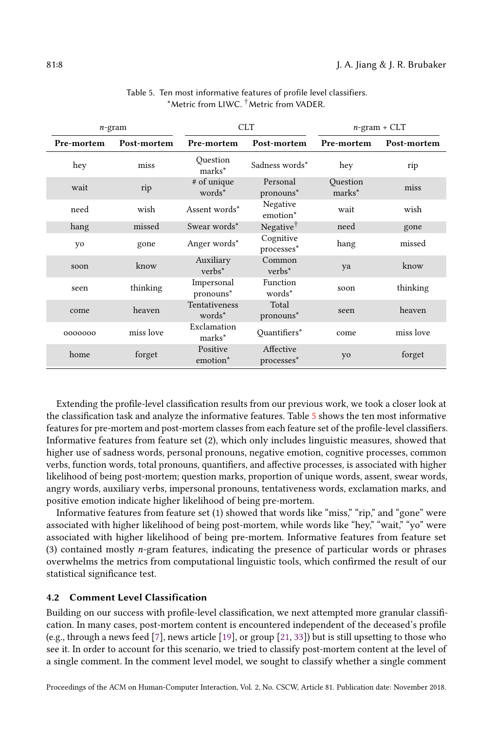Table 5. Ten most informative features of profile level classifiers.
*Metric from LIWC. †Metric from VADER.

| *n*-gram | | CLT | | *n*-gram + CLT | |
|---|---|---|---|---|---|
| **Pre-mortem** | **Post-mortem** | **Pre-mortem** | **Post-mortem** | **Pre-mortem** | **Post-mortem** |
| hey | miss | Question marks* | Sadness words* | hey | rip |
| wait | rip | # of unique words* | Personal pronouns* | Question marks* | miss |
| need | wish | Assent words* | Negative emotion* | wait | wish |
| hang | missed | Swear words* | Negative† | need | gone |
| yo | gone | Anger words* | Cognitive processes* | hang | missed |
| soon | know | Auxiliary verbs* | Common verbs* | ya | know |
| seen | thinking | Impersonal pronouns* | Function words* | soon | thinking |
| come | heaven | Tentativeness words* | Total pronouns* | seen | heaven |
| ooooooo | miss love | Exclamation marks* | Quantifiers* | come | miss love |
| home | forget | Positive emotion* | Affective processes* | yo | forget |

Extending the profile-level classification results from our previous work, we took a closer look at the classification task and analyze the informative features. Table 5 shows the ten most informative features for pre-mortem and post-mortem classes from each feature set of the profile-level classifiers. Informative features from feature set (2), which only includes linguistic measures, showed that higher use of sadness words, personal pronouns, negative emotion, cognitive processes, common verbs, function words, total pronouns, quantifiers, and affective processes, is associated with higher likelihood of being post-mortem; question marks, proportion of unique words, assent, swear words, angry words, auxiliary verbs, impersonal pronouns, tentativeness words, exclamation marks, and positive emotion indicate higher likelihood of being pre-mortem.

Informative features from feature set (1) showed that words like "miss," "rip," and "gone" were associated with higher likelihood of being post-mortem, while words like "hey," "wait," "yo" were associated with higher likelihood of being pre-mortem. Informative features from feature set (3) contained mostly *n*-gram features, indicating the presence of particular words or phrases overwhelms the metrics from computational linguistic tools, which confirmed the result of our statistical significance test.

### 4.2 Comment Level Classification

Building on our success with profile-level classification, we next attempted more granular classification. In many cases, post-mortem content is encountered independent of the deceased's profile (e.g., through a news feed [7], news article [19], or group [21, 33]) but is still upsetting to those who see it. In order to account for this scenario, we tried to classify post-mortem content at the level of a single comment. In the comment level model, we sought to classify whether a single comment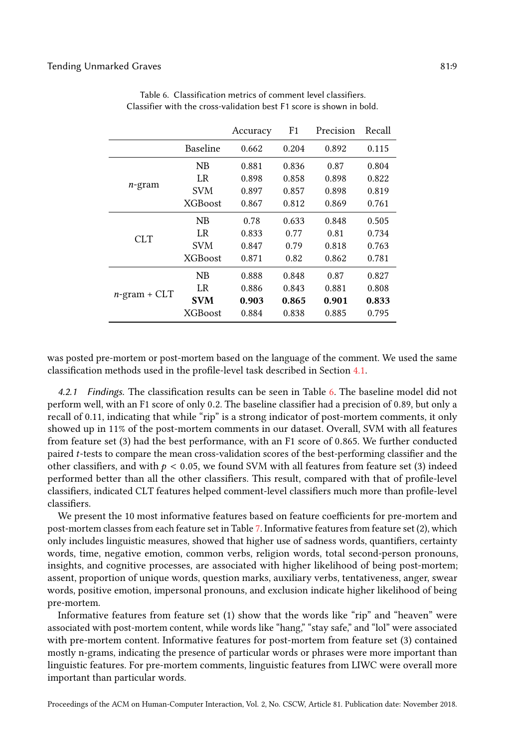Table 6. Classification metrics of comment level classifiers. Classifier with the cross-validation best F1 score is shown in bold.

| | | Accuracy | F1 | Precision | Recall |
|---|---|---|---|---|---|
| | Baseline | 0.662 | 0.204 | 0.892 | 0.115 |
| *n*-gram | NB | 0.881 | 0.836 | 0.87 | 0.804 |
| | LR | 0.898 | 0.858 | 0.898 | 0.822 |
| | SVM | 0.897 | 0.857 | 0.898 | 0.819 |
| | XGBoost | 0.867 | 0.812 | 0.869 | 0.761 |
| CLT | NB | 0.78 | 0.633 | 0.848 | 0.505 |
| | LR | 0.833 | 0.77 | 0.81 | 0.734 |
| | SVM | 0.847 | 0.79 | 0.818 | 0.763 |
| | XGBoost | 0.871 | 0.82 | 0.862 | 0.781 |
| *n*-gram + CLT | NB | 0.888 | 0.848 | 0.87 | 0.827 |
| | LR | 0.886 | 0.843 | 0.881 | 0.808 |
| | **SVM** | **0.903** | **0.865** | **0.901** | **0.833** |
| | XGBoost | 0.884 | 0.838 | 0.885 | 0.795 |

was posted pre-mortem or post-mortem based on the language of the comment. We used the same classification methods used in the profile-level task described in Section 4.1.

*4.2.1 Findings.* The classification results can be seen in Table 6. The baseline model did not perform well, with an F1 score of only 0.2. The baseline classifier had a precision of 0.89, but only a recall of 0.11, indicating that while "rip" is a strong indicator of post-mortem comments, it only showed up in 11% of the post-mortem comments in our dataset. Overall, SVM with all features from feature set (3) had the best performance, with an F1 score of 0.865. We further conducted paired $t$-tests to compare the mean cross-validation scores of the best-performing classifier and the other classifiers, and with $p < 0.05$, we found SVM with all features from feature set (3) indeed performed better than all the other classifiers. This result, compared with that of profile-level classifiers, indicated CLT features helped comment-level classifiers much more than profile-level classifiers.

We present the 10 most informative features based on feature coefficients for pre-mortem and post-mortem classes from each feature set in Table 7. Informative features from feature set (2), which only includes linguistic measures, showed that higher use of sadness words, quantifiers, certainty words, time, negative emotion, common verbs, religion words, total second-person pronouns, insights, and cognitive processes, are associated with higher likelihood of being post-mortem; assent, proportion of unique words, question marks, auxiliary verbs, tentativeness, anger, swear words, positive emotion, impersonal pronouns, and exclusion indicate higher likelihood of being pre-mortem.

Informative features from feature set (1) show that the words like "rip" and "heaven" were associated with post-mortem content, while words like "hang," "stay safe," and "lol" were associated with pre-mortem content. Informative features for post-mortem from feature set (3) contained mostly n-grams, indicating the presence of particular words or phrases were more important than linguistic features. For pre-mortem comments, linguistic features from LIWC were overall more important than particular words.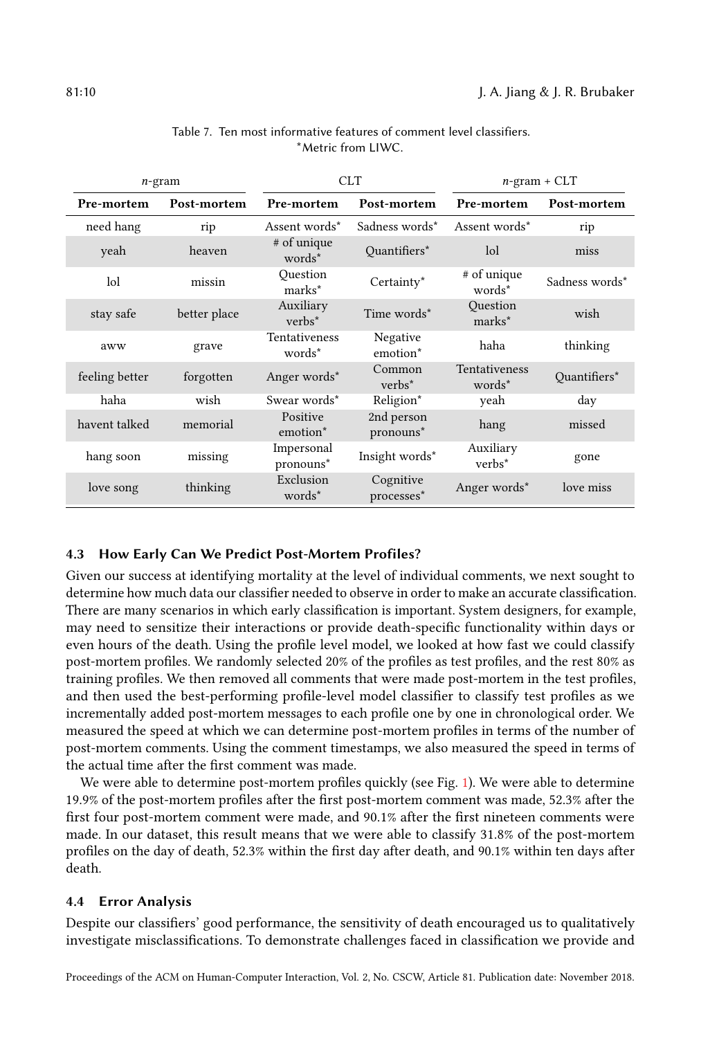Table 7. Ten most informative features of comment level classifiers.
*Metric from LIWC.

| *n*-gram | | CLT | | *n*-gram + CLT | |
|---|---|---|---|---|---|
| **Pre-mortem** | **Post-mortem** | **Pre-mortem** | **Post-mortem** | **Pre-mortem** | **Post-mortem** |
| need hang | rip | Assent words* | Sadness words* | Assent words* | rip |
| yeah | heaven | # of unique words* | Quantifiers* | lol | miss |
| lol | missin | Question marks* | Certainty* | # of unique words* | Sadness words* |
| stay safe | better place | Auxiliary verbs* | Time words* | Question marks* | wish |
| aww | grave | Tentativeness words* | Negative emotion* | haha | thinking |
| feeling better | forgotten | Anger words* | Common verbs* | Tentativeness words* | Quantifiers* |
| haha | wish | Swear words* | Religion* | yeah | day |
| havent talked | memorial | Positive emotion* | 2nd person pronouns* | hang | missed |
| hang soon | missing | Impersonal pronouns* | Insight words* | Auxiliary verbs* | gone |
| love song | thinking | Exclusion words* | Cognitive processes* | Anger words* | love miss |

### 4.3 How Early Can We Predict Post-Mortem Profiles?

Given our success at identifying mortality at the level of individual comments, we next sought to determine how much data our classifier needed to observe in order to make an accurate classification. There are many scenarios in which early classification is important. System designers, for example, may need to sensitize their interactions or provide death-specific functionality within days or even hours of the death. Using the profile level model, we looked at how fast we could classify post-mortem profiles. We randomly selected 20% of the profiles as test profiles, and the rest 80% as training profiles. We then removed all comments that were made post-mortem in the test profiles, and then used the best-performing profile-level model classifier to classify test profiles as we incrementally added post-mortem messages to each profile one by one in chronological order. We measured the speed at which we can determine post-mortem profiles in terms of the number of post-mortem comments. Using the comment timestamps, we also measured the speed in terms of the actual time after the first comment was made.

We were able to determine post-mortem profiles quickly (see Fig. 1). We were able to determine 19.9% of the post-mortem profiles after the first post-mortem comment was made, 52.3% after the first four post-mortem comment were made, and 90.1% after the first nineteen comments were made. In our dataset, this result means that we were able to classify 31.8% of the post-mortem profiles on the day of death, 52.3% within the first day after death, and 90.1% within ten days after death.

### 4.4 Error Analysis

Despite our classifiers' good performance, the sensitivity of death encouraged us to qualitatively investigate misclassifications. To demonstrate challenges faced in classification we provide and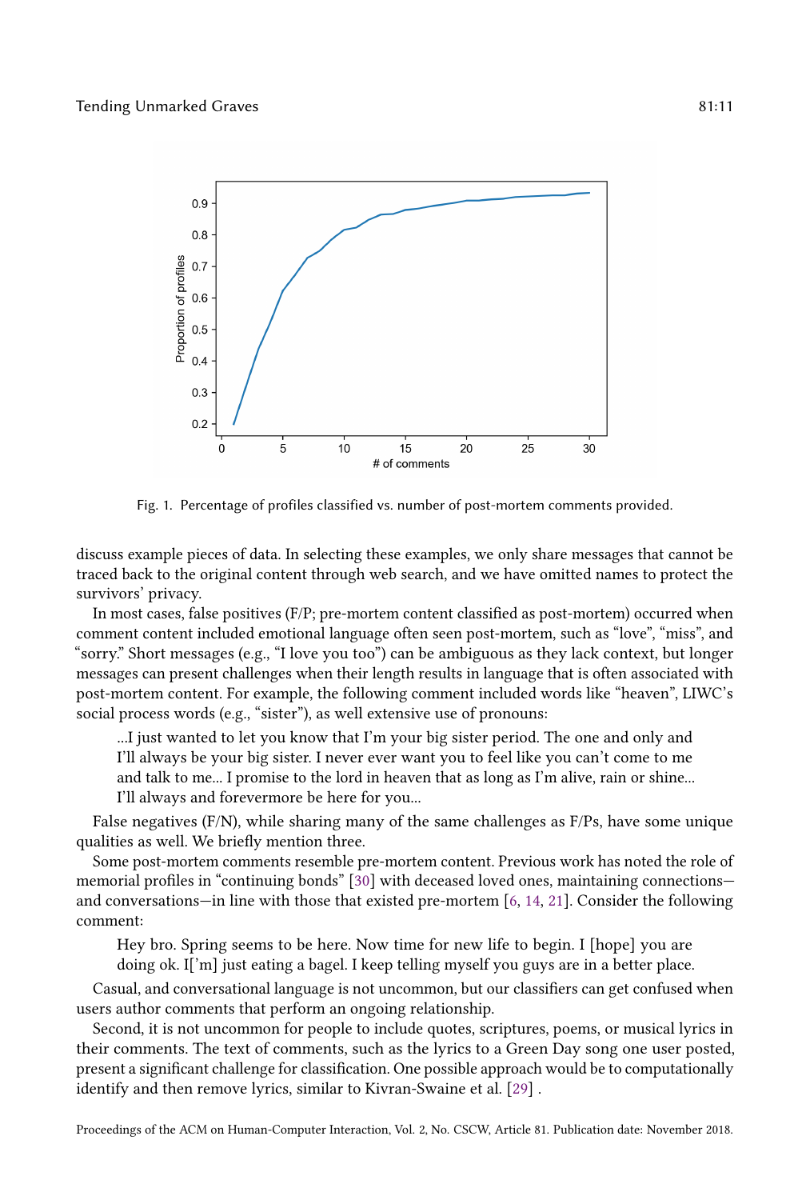0.9
0.8
0.7
0.6
0.5
0.4
0.3
0.2

Proportion of profiles

0 5 10 15 20 25 30

# of comments

Fig. 1. Percentage of profiles classified vs. number of post-mortem comments provided.

discuss example pieces of data. In selecting these examples, we only share messages that cannot be traced back to the original content through web search, and we have omitted names to protect the survivors' privacy.

In most cases, false positives (F/P; pre-mortem content classified as post-mortem) occurred when comment content included emotional language often seen post-mortem, such as "love", "miss", and "sorry." Short messages (e.g., "I love you too") can be ambiguous as they lack context, but longer messages can present challenges when their length results in language that is often associated with post-mortem content. For example, the following comment included words like "heaven", LIWC's social process words (e.g., "sister"), as well extensive use of pronouns:

> ...I just wanted to let you know that I'm your big sister period. The one and only and I'll always be your big sister. I never ever want you to feel like you can't come to me and talk to me... I promise to the lord in heaven that as long as I'm alive, rain or shine... I'll always and forevermore be here for you...

False negatives (F/N), while sharing many of the same challenges as F/Ps, have some unique qualities as well. We briefly mention three.

Some post-mortem comments resemble pre-mortem content. Previous work has noted the role of memorial profiles in "continuing bonds" [30] with deceased loved ones, maintaining connections—and conversations—in line with those that existed pre-mortem [6, 14, 21]. Consider the following comment:

> Hey bro. Spring seems to be here. Now time for new life to begin. I [hope] you are doing ok. I['m] just eating a bagel. I keep telling myself you guys are in a better place.

Casual, and conversational language is not uncommon, but our classifiers can get confused when users author comments that perform an ongoing relationship.

Second, it is not uncommon for people to include quotes, scriptures, poems, or musical lyrics in their comments. The text of comments, such as the lyrics to a Green Day song one user posted, present a significant challenge for classification. One possible approach would be to computationally identify and then remove lyrics, similar to Kivran-Swaine et al. [29] .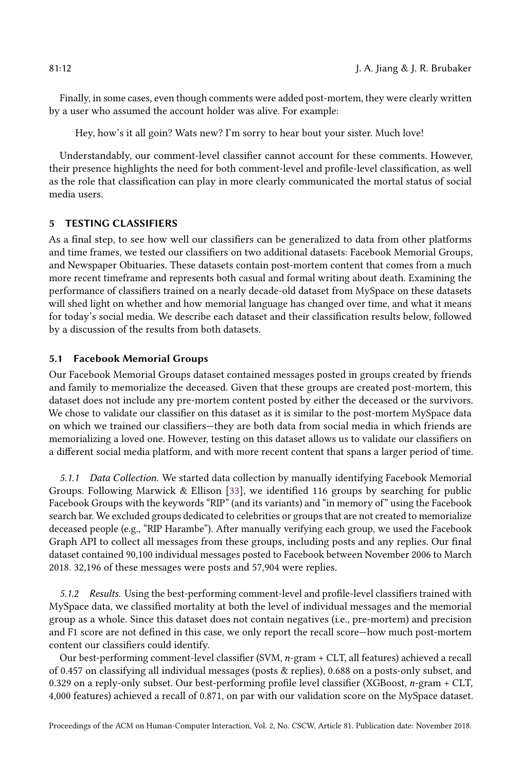Finally, in some cases, even though comments were added post-mortem, they were clearly written by a user who assumed the account holder was alive. For example:

> Hey, how's it all goin? Wats new? I'm sorry to hear bout your sister. Much love!

Understandably, our comment-level classifier cannot account for these comments. However, their presence highlights the need for both comment-level and profile-level classification, as well as the role that classification can play in more clearly communicated the mortal status of social media users.

## 5 TESTING CLASSIFIERS

As a final step, to see how well our classifiers can be generalized to data from other platforms and time frames, we tested our classifiers on two additional datasets: Facebook Memorial Groups, and Newspaper Obituaries. These datasets contain post-mortem content that comes from a much more recent timeframe and represents both casual and formal writing about death. Examining the performance of classifiers trained on a nearly decade-old dataset from MySpace on these datasets will shed light on whether and how memorial language has changed over time, and what it means for today's social media. We describe each dataset and their classification results below, followed by a discussion of the results from both datasets.

### 5.1 Facebook Memorial Groups

Our Facebook Memorial Groups dataset contained messages posted in groups created by friends and family to memorialize the deceased. Given that these groups are created post-mortem, this dataset does not include any pre-mortem content posted by either the deceased or the survivors. We chose to validate our classifier on this dataset as it is similar to the post-mortem MySpace data on which we trained our classifiers—they are both data from social media in which friends are memorializing a loved one. However, testing on this dataset allows us to validate our classifiers on a different social media platform, and with more recent content that spans a larger period of time.

#### 5.1.1 *Data Collection.*

We started data collection by manually identifying Facebook Memorial Groups. Following Marwick & Ellison [33], we identified 116 groups by searching for public Facebook Groups with the keywords "RIP" (and its variants) and "in memory of" using the Facebook search bar. We excluded groups dedicated to celebrities or groups that are not created to memorialize deceased people (e.g., "RIP Harambe"). After manually verifying each group, we used the Facebook Graph API to collect all messages from these groups, including posts and any replies. Our final dataset contained 90,100 individual messages posted to Facebook between November 2006 to March 2018. 32,196 of these messages were posts and 57,904 were replies.

#### 5.1.2 *Results.*

Using the best-performing comment-level and profile-level classifiers trained with MySpace data, we classified mortality at both the level of individual messages and the memorial group as a whole. Since this dataset does not contain negatives (i.e., pre-mortem) and precision and F1 score are not defined in this case, we only report the recall score—how much post-mortem content our classifiers could identify.

Our best-performing comment-level classifier (SVM, *n*-gram + CLT, all features) achieved a recall of 0.457 on classifying all individual messages (posts & replies), 0.688 on a posts-only subset, and 0.329 on a reply-only subset. Our best-performing profile level classifier (XGBoost, *n*-gram + CLT, 4,000 features) achieved a recall of 0.871, on par with our validation score on the MySpace dataset.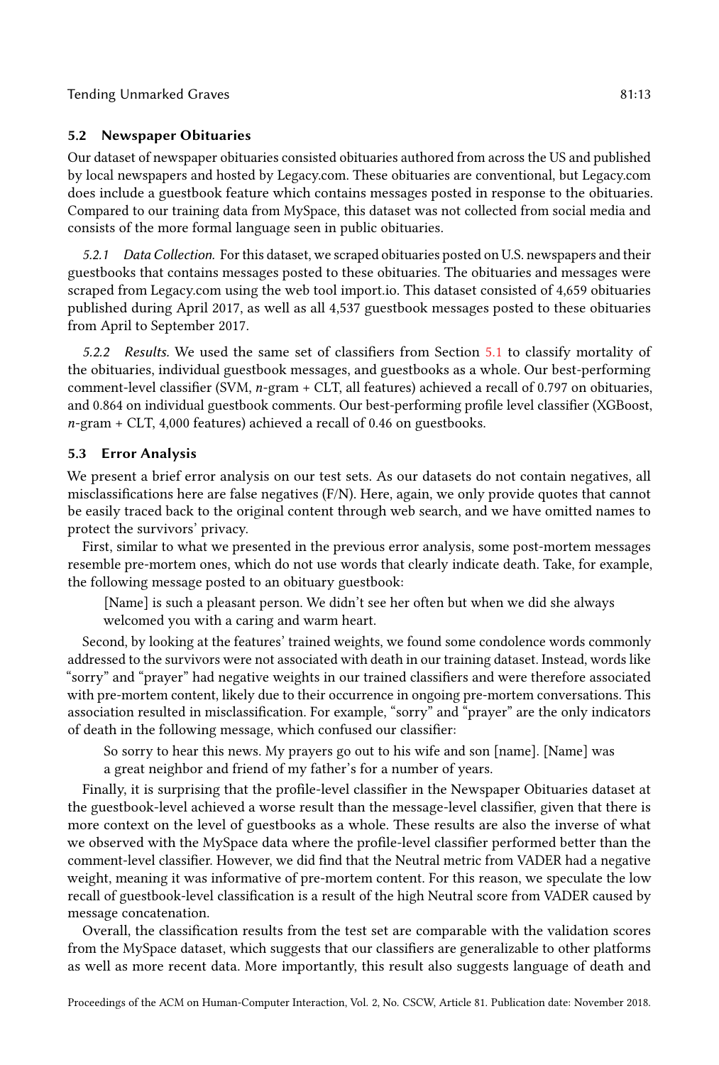### 5.2 Newspaper Obituaries

Our dataset of newspaper obituaries consisted obituaries authored from across the US and published by local newspapers and hosted by Legacy.com. These obituaries are conventional, but Legacy.com does include a guestbook feature which contains messages posted in response to the obituaries. Compared to our training data from MySpace, this dataset was not collected from social media and consists of the more formal language seen in public obituaries.

*5.2.1 Data Collection.* For this dataset, we scraped obituaries posted on U.S. newspapers and their guestbooks that contains messages posted to these obituaries. The obituaries and messages were scraped from Legacy.com using the web tool import.io. This dataset consisted of 4,659 obituaries published during April 2017, as well as all 4,537 guestbook messages posted to these obituaries from April to September 2017.

*5.2.2 Results.* We used the same set of classifiers from Section 5.1 to classify mortality of the obituaries, individual guestbook messages, and guestbooks as a whole. Our best-performing comment-level classifier (SVM, *n*-gram + CLT, all features) achieved a recall of 0.797 on obituaries, and 0.864 on individual guestbook comments. Our best-performing profile level classifier (XGBoost, *n*-gram + CLT, 4,000 features) achieved a recall of 0.46 on guestbooks.

### 5.3 Error Analysis

We present a brief error analysis on our test sets. As our datasets do not contain negatives, all misclassifications here are false negatives (F/N). Here, again, we only provide quotes that cannot be easily traced back to the original content through web search, and we have omitted names to protect the survivors' privacy.

First, similar to what we presented in the previous error analysis, some post-mortem messages resemble pre-mortem ones, which do not use words that clearly indicate death. Take, for example, the following message posted to an obituary guestbook:

> [Name] is such a pleasant person. We didn't see her often but when we did she always welcomed you with a caring and warm heart.

Second, by looking at the features' trained weights, we found some condolence words commonly addressed to the survivors were not associated with death in our training dataset. Instead, words like "sorry" and "prayer" had negative weights in our trained classifiers and were therefore associated with pre-mortem content, likely due to their occurrence in ongoing pre-mortem conversations. This association resulted in misclassification. For example, "sorry" and "prayer" are the only indicators of death in the following message, which confused our classifier:

> So sorry to hear this news. My prayers go out to his wife and son [name]. [Name] was a great neighbor and friend of my father's for a number of years.

Finally, it is surprising that the profile-level classifier in the Newspaper Obituaries dataset at the guestbook-level achieved a worse result than the message-level classifier, given that there is more context on the level of guestbooks as a whole. These results are also the inverse of what we observed with the MySpace data where the profile-level classifier performed better than the comment-level classifier. However, we did find that the Neutral metric from VADER had a negative weight, meaning it was informative of pre-mortem content. For this reason, we speculate the low recall of guestbook-level classification is a result of the high Neutral score from VADER caused by message concatenation.

Overall, the classification results from the test set are comparable with the validation scores from the MySpace dataset, which suggests that our classifiers are generalizable to other platforms as well as more recent data. More importantly, this result also suggests language of death and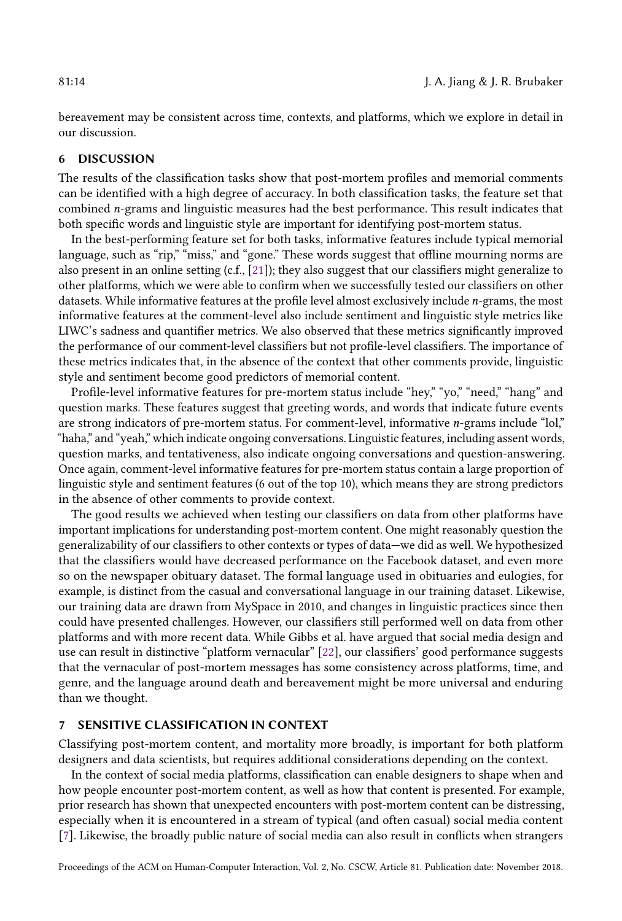bereavement may be consistent across time, contexts, and platforms, which we explore in detail in our discussion.

## 6 DISCUSSION

The results of the classification tasks show that post-mortem profiles and memorial comments can be identified with a high degree of accuracy. In both classification tasks, the feature set that combined *n*-grams and linguistic measures had the best performance. This result indicates that both specific words and linguistic style are important for identifying post-mortem status.

In the best-performing feature set for both tasks, informative features include typical memorial language, such as "rip," "miss," and "gone." These words suggest that offline mourning norms are also present in an online setting (c.f., [21]); they also suggest that our classifiers might generalize to other platforms, which we were able to confirm when we successfully tested our classifiers on other datasets. While informative features at the profile level almost exclusively include *n*-grams, the most informative features at the comment-level also include sentiment and linguistic style metrics like LIWC's sadness and quantifier metrics. We also observed that these metrics significantly improved the performance of our comment-level classifiers but not profile-level classifiers. The importance of these metrics indicates that, in the absence of the context that other comments provide, linguistic style and sentiment become good predictors of memorial content.

Profile-level informative features for pre-mortem status include "hey," "yo," "need," "hang" and question marks. These features suggest that greeting words, and words that indicate future events are strong indicators of pre-mortem status. For comment-level, informative *n*-grams include "lol," "haha," and "yeah," which indicate ongoing conversations. Linguistic features, including assent words, question marks, and tentativeness, also indicate ongoing conversations and question-answering. Once again, comment-level informative features for pre-mortem status contain a large proportion of linguistic style and sentiment features (6 out of the top 10), which means they are strong predictors in the absence of other comments to provide context.

The good results we achieved when testing our classifiers on data from other platforms have important implications for understanding post-mortem content. One might reasonably question the generalizability of our classifiers to other contexts or types of data—we did as well. We hypothesized that the classifiers would have decreased performance on the Facebook dataset, and even more so on the newspaper obituary dataset. The formal language used in obituaries and eulogies, for example, is distinct from the casual and conversational language in our training dataset. Likewise, our training data are drawn from MySpace in 2010, and changes in linguistic practices since then could have presented challenges. However, our classifiers still performed well on data from other platforms and with more recent data. While Gibbs et al. have argued that social media design and use can result in distinctive "platform vernacular" [22], our classifiers' good performance suggests that the vernacular of post-mortem messages has some consistency across platforms, time, and genre, and the language around death and bereavement might be more universal and enduring than we thought.

## 7 SENSITIVE CLASSIFICATION IN CONTEXT

Classifying post-mortem content, and mortality more broadly, is important for both platform designers and data scientists, but requires additional considerations depending on the context.

In the context of social media platforms, classification can enable designers to shape when and how people encounter post-mortem content, as well as how that content is presented. For example, prior research has shown that unexpected encounters with post-mortem content can be distressing, especially when it is encountered in a stream of typical (and often casual) social media content [7]. Likewise, the broadly public nature of social media can also result in conflicts when strangers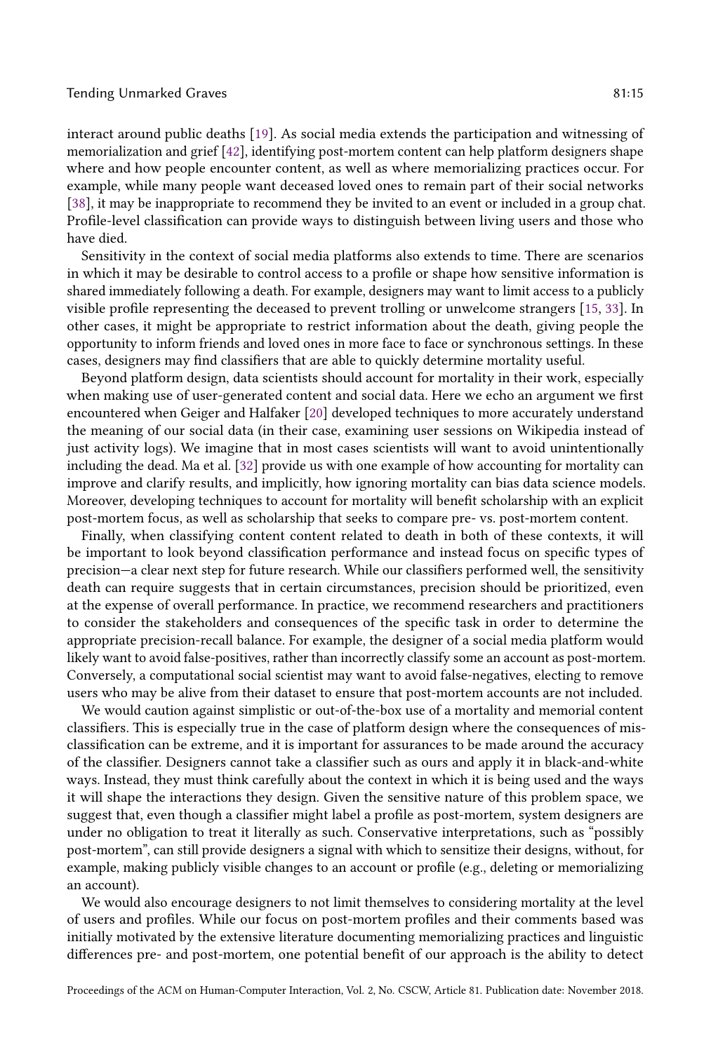interact around public deaths [19]. As social media extends the participation and witnessing of memorialization and grief [42], identifying post-mortem content can help platform designers shape where and how people encounter content, as well as where memorializing practices occur. For example, while many people want deceased loved ones to remain part of their social networks [38], it may be inappropriate to recommend they be invited to an event or included in a group chat. Profile-level classification can provide ways to distinguish between living users and those who have died.

Sensitivity in the context of social media platforms also extends to time. There are scenarios in which it may be desirable to control access to a profile or shape how sensitive information is shared immediately following a death. For example, designers may want to limit access to a publicly visible profile representing the deceased to prevent trolling or unwelcome strangers [15, 33]. In other cases, it might be appropriate to restrict information about the death, giving people the opportunity to inform friends and loved ones in more face to face or synchronous settings. In these cases, designers may find classifiers that are able to quickly determine mortality useful.

Beyond platform design, data scientists should account for mortality in their work, especially when making use of user-generated content and social data. Here we echo an argument we first encountered when Geiger and Halfaker [20] developed techniques to more accurately understand the meaning of our social data (in their case, examining user sessions on Wikipedia instead of just activity logs). We imagine that in most cases scientists will want to avoid unintentionally including the dead. Ma et al. [32] provide us with one example of how accounting for mortality can improve and clarify results, and implicitly, how ignoring mortality can bias data science models. Moreover, developing techniques to account for mortality will benefit scholarship with an explicit post-mortem focus, as well as scholarship that seeks to compare pre- vs. post-mortem content.

Finally, when classifying content content related to death in both of these contexts, it will be important to look beyond classification performance and instead focus on specific types of precision—a clear next step for future research. While our classifiers performed well, the sensitivity death can require suggests that in certain circumstances, precision should be prioritized, even at the expense of overall performance. In practice, we recommend researchers and practitioners to consider the stakeholders and consequences of the specific task in order to determine the appropriate precision-recall balance. For example, the designer of a social media platform would likely want to avoid false-positives, rather than incorrectly classify some an account as post-mortem. Conversely, a computational social scientist may want to avoid false-negatives, electing to remove users who may be alive from their dataset to ensure that post-mortem accounts are not included.

We would caution against simplistic or out-of-the-box use of a mortality and memorial content classifiers. This is especially true in the case of platform design where the consequences of misclassification can be extreme, and it is important for assurances to be made around the accuracy of the classifier. Designers cannot take a classifier such as ours and apply it in black-and-white ways. Instead, they must think carefully about the context in which it is being used and the ways it will shape the interactions they design. Given the sensitive nature of this problem space, we suggest that, even though a classifier might label a profile as post-mortem, system designers are under no obligation to treat it literally as such. Conservative interpretations, such as "possibly post-mortem", can still provide designers a signal with which to sensitize their designs, without, for example, making publicly visible changes to an account or profile (e.g., deleting or memorializing an account).

We would also encourage designers to not limit themselves to considering mortality at the level of users and profiles. While our focus on post-mortem profiles and their comments based was initially motivated by the extensive literature documenting memorializing practices and linguistic differences pre- and post-mortem, one potential benefit of our approach is the ability to detect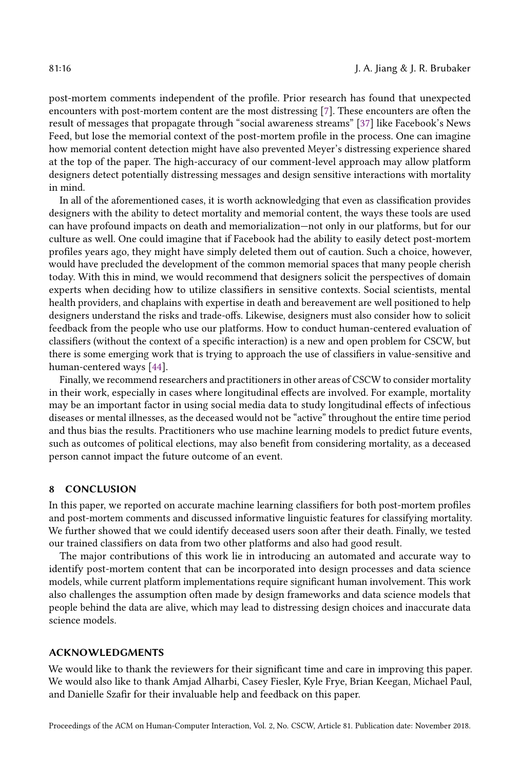post-mortem comments independent of the profile. Prior research has found that unexpected encounters with post-mortem content are the most distressing [7]. These encounters are often the result of messages that propagate through "social awareness streams" [37] like Facebook's News Feed, but lose the memorial context of the post-mortem profile in the process. One can imagine how memorial content detection might have also prevented Meyer's distressing experience shared at the top of the paper. The high-accuracy of our comment-level approach may allow platform designers detect potentially distressing messages and design sensitive interactions with mortality in mind.

In all of the aforementioned cases, it is worth acknowledging that even as classification provides designers with the ability to detect mortality and memorial content, the ways these tools are used can have profound impacts on death and memorialization—not only in our platforms, but for our culture as well. One could imagine that if Facebook had the ability to easily detect post-mortem profiles years ago, they might have simply deleted them out of caution. Such a choice, however, would have precluded the development of the common memorial spaces that many people cherish today. With this in mind, we would recommend that designers solicit the perspectives of domain experts when deciding how to utilize classifiers in sensitive contexts. Social scientists, mental health providers, and chaplains with expertise in death and bereavement are well positioned to help designers understand the risks and trade-offs. Likewise, designers must also consider how to solicit feedback from the people who use our platforms. How to conduct human-centered evaluation of classifiers (without the context of a specific interaction) is a new and open problem for CSCW, but there is some emerging work that is trying to approach the use of classifiers in value-sensitive and human-centered ways [44].

Finally, we recommend researchers and practitioners in other areas of CSCW to consider mortality in their work, especially in cases where longitudinal effects are involved. For example, mortality may be an important factor in using social media data to study longitudinal effects of infectious diseases or mental illnesses, as the deceased would not be "active" throughout the entire time period and thus bias the results. Practitioners who use machine learning models to predict future events, such as outcomes of political elections, may also benefit from considering mortality, as a deceased person cannot impact the future outcome of an event.

## 8 CONCLUSION

In this paper, we reported on accurate machine learning classifiers for both post-mortem profiles and post-mortem comments and discussed informative linguistic features for classifying mortality. We further showed that we could identify deceased users soon after their death. Finally, we tested our trained classifiers on data from two other platforms and also had good result.

The major contributions of this work lie in introducing an automated and accurate way to identify post-mortem content that can be incorporated into design processes and data science models, while current platform implementations require significant human involvement. This work also challenges the assumption often made by design frameworks and data science models that people behind the data are alive, which may lead to distressing design choices and inaccurate data science models.

## ACKNOWLEDGMENTS

We would like to thank the reviewers for their significant time and care in improving this paper. We would also like to thank Amjad Alharbi, Casey Fiesler, Kyle Frye, Brian Keegan, Michael Paul, and Danielle Szafir for their invaluable help and feedback on this paper.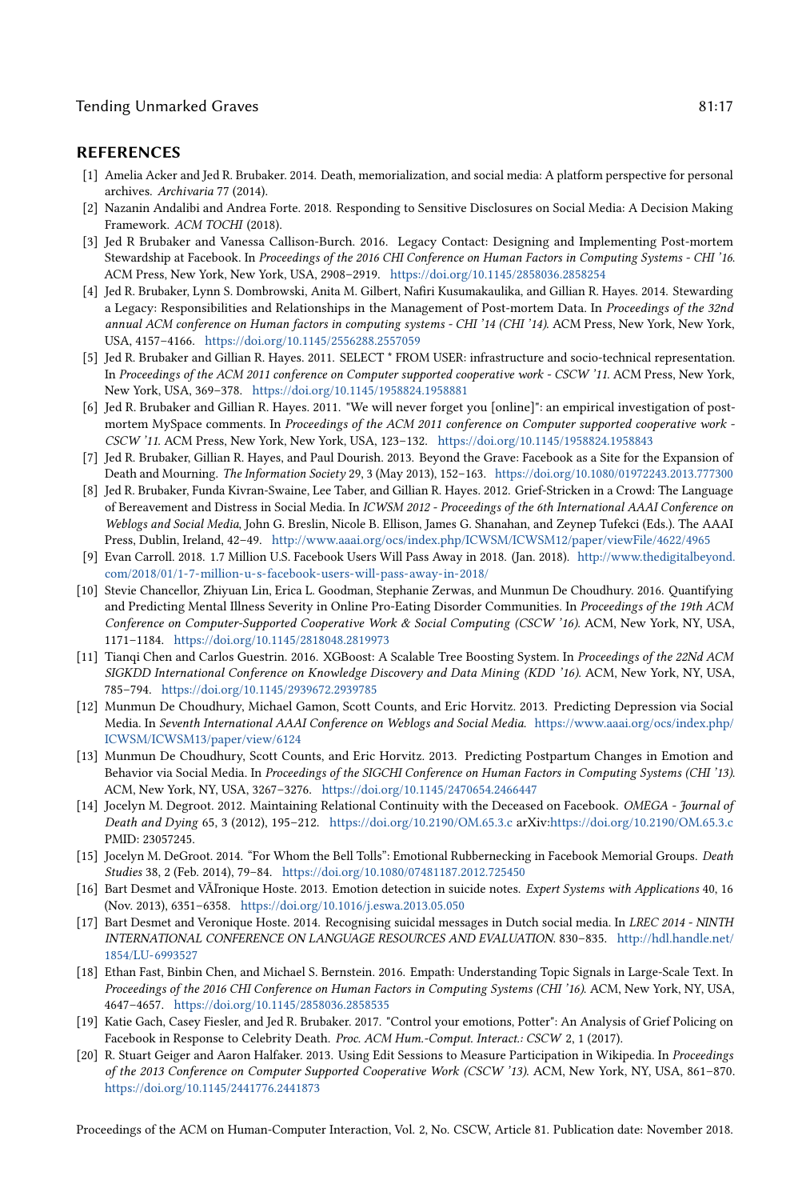## REFERENCES

[1] Amelia Acker and Jed R. Brubaker. 2014. Death, memorialization, and social media: A platform perspective for personal archives. *Archivaria* 77 (2014).

[2] Nazanin Andalibi and Andrea Forte. 2018. Responding to Sensitive Disclosures on Social Media: A Decision Making Framework. *ACM TOCHI* (2018).

[3] Jed R Brubaker and Vanessa Callison-Burch. 2016. Legacy Contact: Designing and Implementing Post-mortem Stewardship at Facebook. In *Proceedings of the 2016 CHI Conference on Human Factors in Computing Systems - CHI '16*. ACM Press, New York, New York, USA, 2908–2919. https://doi.org/10.1145/2858036.2858254

[4] Jed R. Brubaker, Lynn S. Dombrowski, Anita M. Gilbert, Nafiri Kusumakaulika, and Gillian R. Hayes. 2014. Stewarding a Legacy: Responsibilities and Relationships in the Management of Post-mortem Data. In *Proceedings of the 32nd annual ACM conference on Human factors in computing systems - CHI '14 (CHI '14)*. ACM Press, New York, New York, USA, 4157–4166. https://doi.org/10.1145/2556288.2557059

[5] Jed R. Brubaker and Gillian R. Hayes. 2011. SELECT * FROM USER: infrastructure and socio-technical representation. In *Proceedings of the ACM 2011 conference on Computer supported cooperative work - CSCW '11*. ACM Press, New York, New York, USA, 369–378. https://doi.org/10.1145/1958824.1958881

[6] Jed R. Brubaker and Gillian R. Hayes. 2011. "We will never forget you [online]": an empirical investigation of post-mortem MySpace comments. In *Proceedings of the ACM 2011 conference on Computer supported cooperative work - CSCW '11*. ACM Press, New York, New York, USA, 123–132. https://doi.org/10.1145/1958824.1958843

[7] Jed R. Brubaker, Gillian R. Hayes, and Paul Dourish. 2013. Beyond the Grave: Facebook as a Site for the Expansion of Death and Mourning. *The Information Society* 29, 3 (May 2013), 152–163. https://doi.org/10.1080/01972243.2013.777300

[8] Jed R. Brubaker, Funda Kivran-Swaine, Lee Taber, and Gillian R. Hayes. 2012. Grief-Stricken in a Crowd: The Language of Bereavement and Distress in Social Media. In *ICWSM 2012 - Proceedings of the 6th International AAAI Conference on Weblogs and Social Media*, John G. Breslin, Nicole B. Ellison, James G. Shanahan, and Zeynep Tufekci (Eds.). The AAAI Press, Dublin, Ireland, 42–49. http://www.aaai.org/ocs/index.php/ICWSM/ICWSM12/paper/viewFile/4622/4965

[9] Evan Carroll. 2018. 1.7 Million U.S. Facebook Users Will Pass Away in 2018. (Jan. 2018). http://www.thedigitalbeyond.com/2018/01/1-7-million-u-s-facebook-users-will-pass-away-in-2018/

[10] Stevie Chancellor, Zhiyuan Lin, Erica L. Goodman, Stephanie Zerwas, and Munmun De Choudhury. 2016. Quantifying and Predicting Mental Illness Severity in Online Pro-Eating Disorder Communities. In *Proceedings of the 19th ACM Conference on Computer-Supported Cooperative Work & Social Computing (CSCW '16)*. ACM, New York, NY, USA, 1171–1184. https://doi.org/10.1145/2818048.2819973

[11] Tianqi Chen and Carlos Guestrin. 2016. XGBoost: A Scalable Tree Boosting System. In *Proceedings of the 22Nd ACM SIGKDD International Conference on Knowledge Discovery and Data Mining (KDD '16)*. ACM, New York, NY, USA, 785–794. https://doi.org/10.1145/2939672.2939785

[12] Munmun De Choudhury, Michael Gamon, Scott Counts, and Eric Horvitz. 2013. Predicting Depression via Social Media. In *Seventh International AAAI Conference on Weblogs and Social Media*. https://www.aaai.org/ocs/index.php/ICWSM/ICWSM13/paper/view/6124

[13] Munmun De Choudhury, Scott Counts, and Eric Horvitz. 2013. Predicting Postpartum Changes in Emotion and Behavior via Social Media. In *Proceedings of the SIGCHI Conference on Human Factors in Computing Systems (CHI '13)*. ACM, New York, NY, USA, 3267–3276. https://doi.org/10.1145/2470654.2466447

[14] Jocelyn M. Degroot. 2012. Maintaining Relational Continuity with the Deceased on Facebook. *OMEGA - Journal of Death and Dying* 65, 3 (2012), 195–212. https://doi.org/10.2190/OM.65.3.c arXiv:https://doi.org/10.2190/OM.65.3.c PMID: 23057245.

[15] Jocelyn M. DeGroot. 2014. "For Whom the Bell Tolls": Emotional Rubbernecking in Facebook Memorial Groups. *Death Studies* 38, 2 (Feb. 2014), 79–84. https://doi.org/10.1080/07481187.2012.725450

[16] Bart Desmet and VÃľronique Hoste. 2013. Emotion detection in suicide notes. *Expert Systems with Applications* 40, 16 (Nov. 2013), 6351–6358. https://doi.org/10.1016/j.eswa.2013.05.050

[17] Bart Desmet and Veronique Hoste. 2014. Recognising suicidal messages in Dutch social media. In *LREC 2014 - NINTH INTERNATIONAL CONFERENCE ON LANGUAGE RESOURCES AND EVALUATION*. 830–835. http://hdl.handle.net/1854/LU-6993527

[18] Ethan Fast, Binbin Chen, and Michael S. Bernstein. 2016. Empath: Understanding Topic Signals in Large-Scale Text. In *Proceedings of the 2016 CHI Conference on Human Factors in Computing Systems (CHI '16)*. ACM, New York, NY, USA, 4647–4657. https://doi.org/10.1145/2858036.2858535

[19] Katie Gach, Casey Fiesler, and Jed R. Brubaker. 2017. "Control your emotions, Potter": An Analysis of Grief Policing on Facebook in Response to Celebrity Death. *Proc. ACM Hum.-Comput. Interact.: CSCW* 2, 1 (2017).

[20] R. Stuart Geiger and Aaron Halfaker. 2013. Using Edit Sessions to Measure Participation in Wikipedia. In *Proceedings of the 2013 Conference on Computer Supported Cooperative Work (CSCW '13)*. ACM, New York, NY, USA, 861–870. https://doi.org/10.1145/2441776.2441873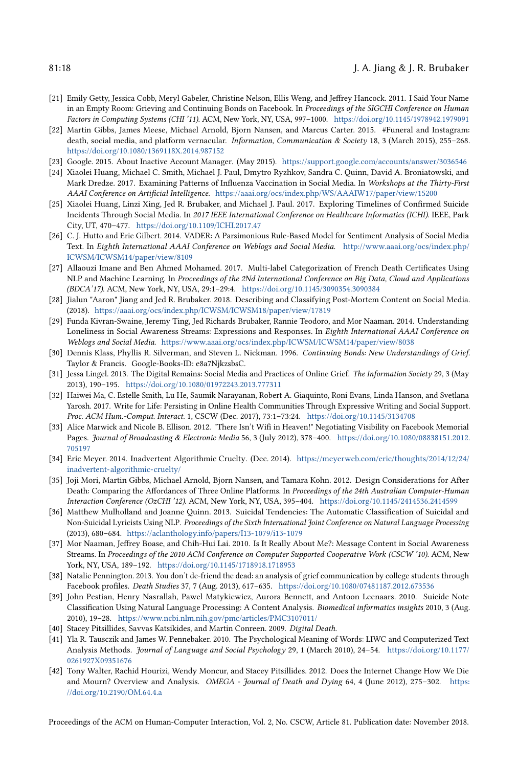- [21] Emily Getty, Jessica Cobb, Meryl Gabeler, Christine Nelson, Ellis Weng, and Jeffrey Hancock. 2011. I Said Your Name in an Empty Room: Grieving and Continuing Bonds on Facebook. In *Proceedings of the SIGCHI Conference on Human Factors in Computing Systems (CHI '11)*. ACM, New York, NY, USA, 997–1000. https://doi.org/10.1145/1978942.1979091
- [22] Martin Gibbs, James Meese, Michael Arnold, Bjorn Nansen, and Marcus Carter. 2015. #Funeral and Instagram: death, social media, and platform vernacular. *Information, Communication & Society* 18, 3 (March 2015), 255–268. https://doi.org/10.1080/1369118X.2014.987152
- [23] Google. 2015. About Inactive Account Manager. (May 2015). https://support.google.com/accounts/answer/3036546
- [24] Xiaolei Huang, Michael C. Smith, Michael J. Paul, Dmytro Ryzhkov, Sandra C. Quinn, David A. Broniatowski, and Mark Dredze. 2017. Examining Patterns of Influenza Vaccination in Social Media. In *Workshops at the Thirty-First AAAI Conference on Artificial Intelligence*. https://aaai.org/ocs/index.php/WS/AAAIW17/paper/view/15200
- [25] Xiaolei Huang, Linzi Xing, Jed R. Brubaker, and Michael J. Paul. 2017. Exploring Timelines of Confirmed Suicide Incidents Through Social Media. In *2017 IEEE International Conference on Healthcare Informatics (ICHI)*. IEEE, Park City, UT, 470–477. https://doi.org/10.1109/ICHI.2017.47
- [26] C. J. Hutto and Eric Gilbert. 2014. VADER: A Parsimonious Rule-Based Model for Sentiment Analysis of Social Media Text. In *Eighth International AAAI Conference on Weblogs and Social Media*. http://www.aaai.org/ocs/index.php/ICWSM/ICWSM14/paper/view/8109
- [27] Allaouzi Imane and Ben Ahmed Mohamed. 2017. Multi-label Categorization of French Death Certificates Using NLP and Machine Learning. In *Proceedings of the 2Nd International Conference on Big Data, Cloud and Applications (BDCA'17)*. ACM, New York, NY, USA, 29:1–29:4. https://doi.org/10.1145/3090354.3090384
- [28] Jialun "Aaron" Jiang and Jed R. Brubaker. 2018. Describing and Classifying Post-Mortem Content on Social Media. (2018). https://aaai.org/ocs/index.php/ICWSM/ICWSM18/paper/view/17819
- [29] Funda Kivran-Swaine, Jeremy Ting, Jed Richards Brubaker, Rannie Teodoro, and Mor Naaman. 2014. Understanding Loneliness in Social Awareness Streams: Expressions and Responses. In *Eighth International AAAI Conference on Weblogs and Social Media*. https://www.aaai.org/ocs/index.php/ICWSM/ICWSM14/paper/view/8038
- [30] Dennis Klass, Phyllis R. Silverman, and Steven L. Nickman. 1996. *Continuing Bonds: New Understandings of Grief.* Taylor & Francis. Google-Books-ID: e8a7NjkzsbsC.
- [31] Jessa Lingel. 2013. The Digital Remains: Social Media and Practices of Online Grief. *The Information Society* 29, 3 (May 2013), 190–195. https://doi.org/10.1080/01972243.2013.777311
- [32] Haiwei Ma, C. Estelle Smith, Lu He, Saumik Narayanan, Robert A. Giaquinto, Roni Evans, Linda Hanson, and Svetlana Yarosh. 2017. Write for Life: Persisting in Online Health Communities Through Expressive Writing and Social Support. *Proc. ACM Hum.-Comput. Interact.* 1, CSCW (Dec. 2017), 73:1–73:24. https://doi.org/10.1145/3134708
- [33] Alice Marwick and Nicole B. Ellison. 2012. "There Isn't Wifi in Heaven!" Negotiating Visibility on Facebook Memorial Pages. *Journal of Broadcasting & Electronic Media* 56, 3 (July 2012), 378–400. https://doi.org/10.1080/08838151.2012.705197
- [34] Eric Meyer. 2014. Inadvertent Algorithmic Cruelty. (Dec. 2014). https://meyerweb.com/eric/thoughts/2014/12/24/inadvertent-algorithmic-cruelty/
- [35] Joji Mori, Martin Gibbs, Michael Arnold, Bjorn Nansen, and Tamara Kohn. 2012. Design Considerations for After Death: Comparing the Affordances of Three Online Platforms. In *Proceedings of the 24th Australian Computer-Human Interaction Conference (OzCHI '12)*. ACM, New York, NY, USA, 395–404. https://doi.org/10.1145/2414536.2414599
- [36] Matthew Mulholland and Joanne Quinn. 2013. Suicidal Tendencies: The Automatic Classification of Suicidal and Non-Suicidal Lyricists Using NLP. *Proceedings of the Sixth International Joint Conference on Natural Language Processing* (2013), 680–684. https://aclanthology.info/papers/I13-1079/i13-1079
- [37] Mor Naaman, Jeffrey Boase, and Chih-Hui Lai. 2010. Is It Really About Me?: Message Content in Social Awareness Streams. In *Proceedings of the 2010 ACM Conference on Computer Supported Cooperative Work (CSCW '10)*. ACM, New York, NY, USA, 189–192. https://doi.org/10.1145/1718918.1718953
- [38] Natalie Pennington. 2013. You don't de-friend the dead: an analysis of grief communication by college students through Facebook profiles. *Death Studies* 37, 7 (Aug. 2013), 617–635. https://doi.org/10.1080/07481187.2012.673536
- [39] John Pestian, Henry Nasrallah, Pawel Matykiewicz, Aurora Bennett, and Antoon Leenaars. 2010. Suicide Note Classification Using Natural Language Processing: A Content Analysis. *Biomedical informatics insights* 2010, 3 (Aug. 2010), 19–28. https://www.ncbi.nlm.nih.gov/pmc/articles/PMC3107011/
- [40] Stacey Pitsillides, Savvas Katsikides, and Martin Conreen. 2009. *Digital Death.*
- [41] Yla R. Tausczik and James W. Pennebaker. 2010. The Psychological Meaning of Words: LIWC and Computerized Text Analysis Methods. *Journal of Language and Social Psychology* 29, 1 (March 2010), 24–54. https://doi.org/10.1177/0261927X09351676
- [42] Tony Walter, Rachid Hourizi, Wendy Moncur, and Stacey Pitsillides. 2012. Does the Internet Change How We Die and Mourn? Overview and Analysis. *OMEGA - Journal of Death and Dying* 64, 4 (June 2012), 275–302. https://doi.org/10.2190/OM.64.4.a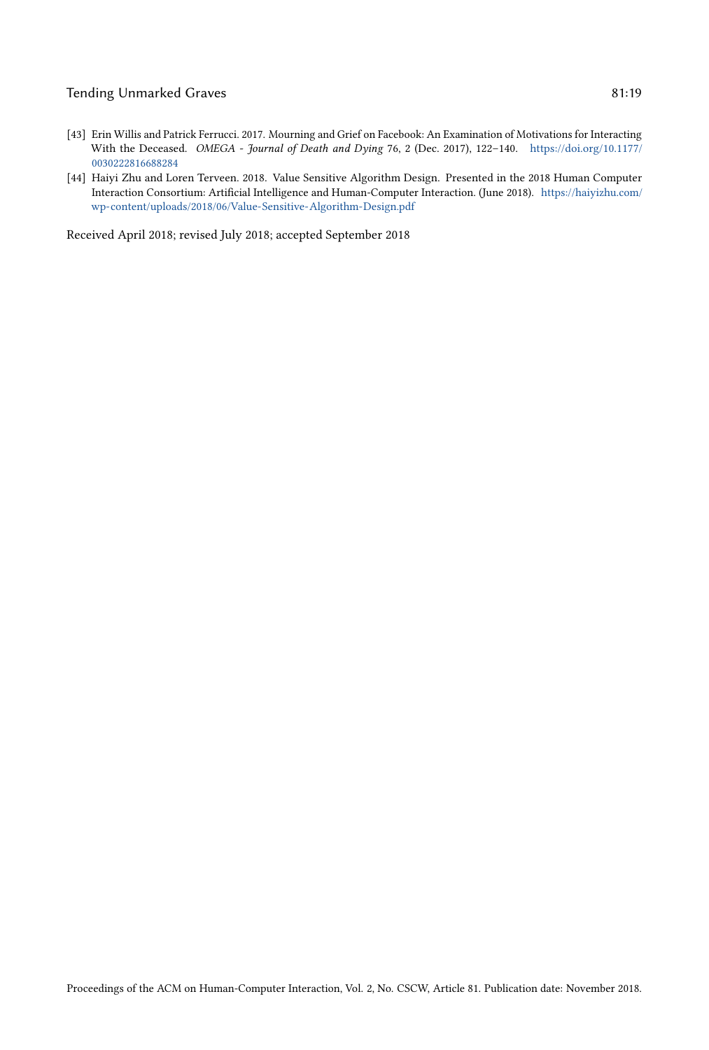[43] Erin Willis and Patrick Ferrucci. 2017. Mourning and Grief on Facebook: An Examination of Motivations for Interacting With the Deceased. *OMEGA - Journal of Death and Dying* 76, 2 (Dec. 2017), 122–140. https://doi.org/10.1177/0030222816688284

[44] Haiyi Zhu and Loren Terveen. 2018. Value Sensitive Algorithm Design. Presented in the 2018 Human Computer Interaction Consortium: Artificial Intelligence and Human-Computer Interaction. (June 2018). https://haiyizhu.com/wp-content/uploads/2018/06/Value-Sensitive-Algorithm-Design.pdf

Received April 2018; revised July 2018; accepted September 2018